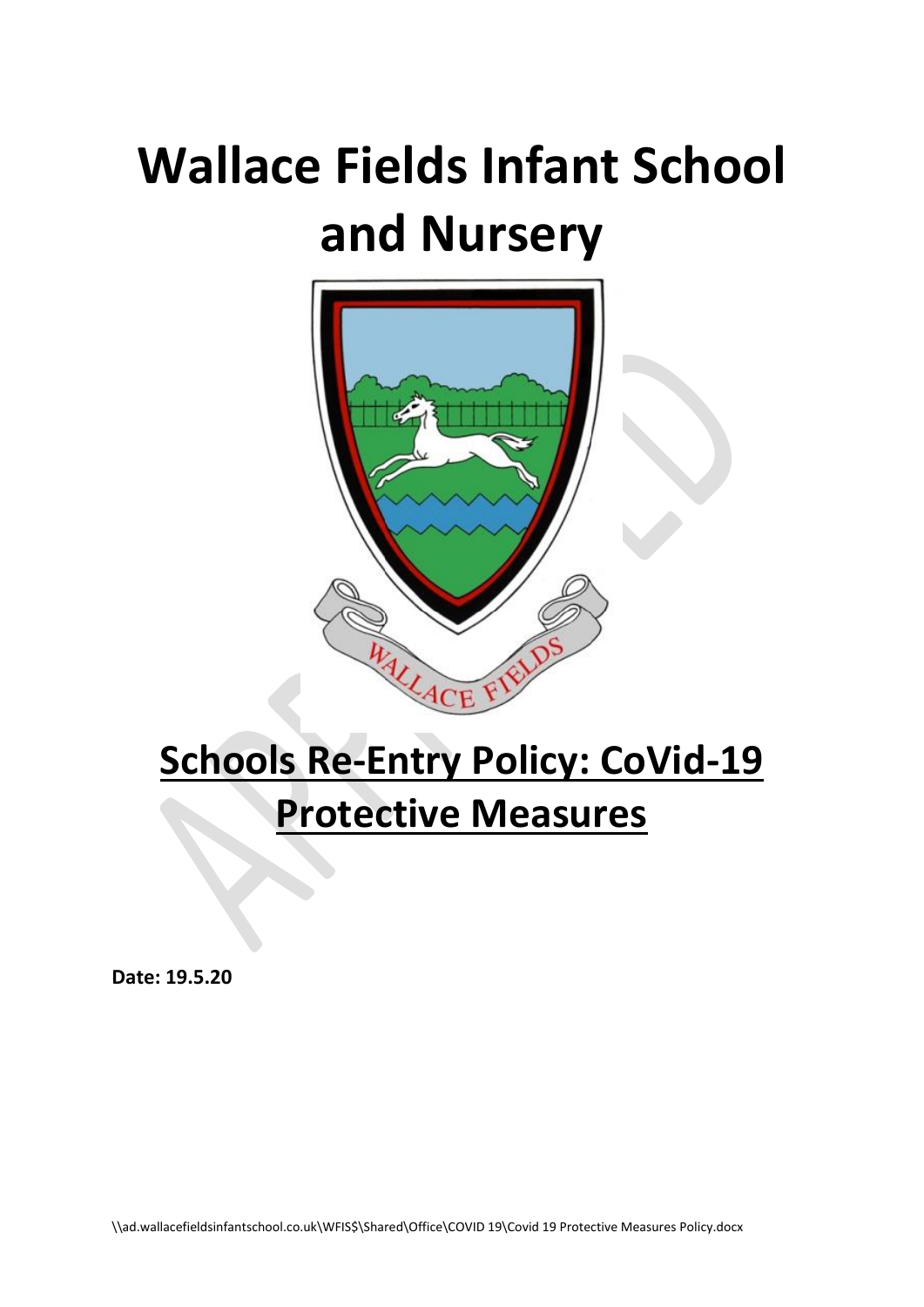# Wallace Fields Infant School and Nursery

# Schools Re-Entry Policy: CoVid-19 Protective Measures

**Date: 19.5.20**

\\ad.wallacefieldsinfantschool.co.uk\WFIS$\Shared\Office\COVID 19\Covid 19 Protective Measures Policy.docx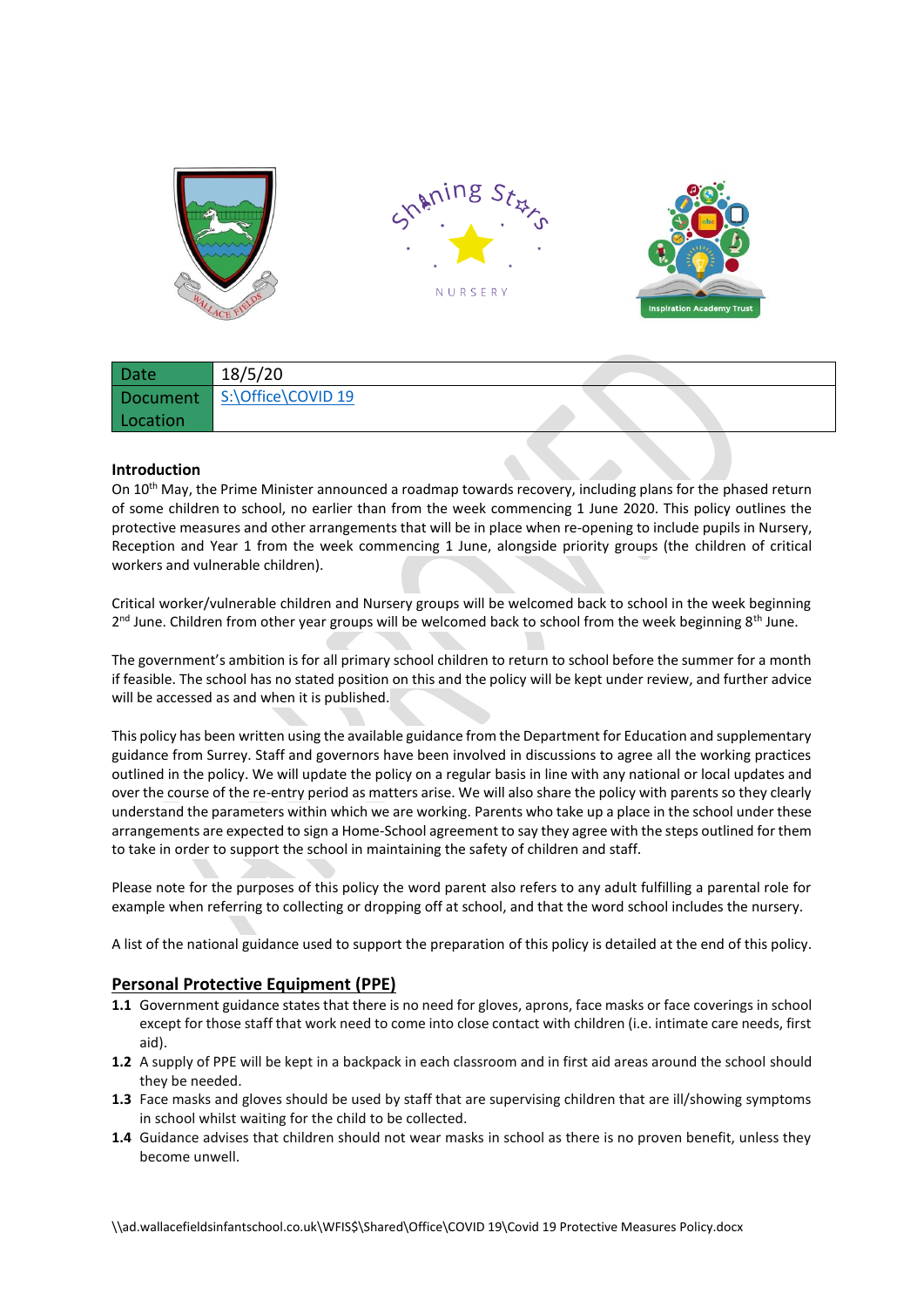| Date | 18/5/20 |
|---|---|
| Document Location | S:\Office\COVID 19 |

**Introduction**

On 10th May, the Prime Minister announced a roadmap towards recovery, including plans for the phased return of some children to school, no earlier than from the week commencing 1 June 2020. This policy outlines the protective measures and other arrangements that will be in place when re-opening to include pupils in Nursery, Reception and Year 1 from the week commencing 1 June, alongside priority groups (the children of critical workers and vulnerable children).

Critical worker/vulnerable children and Nursery groups will be welcomed back to school in the week beginning 2nd June. Children from other year groups will be welcomed back to school from the week beginning 8th June.

The government's ambition is for all primary school children to return to school before the summer for a month if feasible. The school has no stated position on this and the policy will be kept under review, and further advice will be accessed as and when it is published.

This policy has been written using the available guidance from the Department for Education and supplementary guidance from Surrey. Staff and governors have been involved in discussions to agree all the working practices outlined in the policy. We will update the policy on a regular basis in line with any national or local updates and over the course of the re-entry period as matters arise. We will also share the policy with parents so they clearly understand the parameters within which we are working. Parents who take up a place in the school under these arrangements are expected to sign a Home-School agreement to say they agree with the steps outlined for them to take in order to support the school in maintaining the safety of children and staff.

Please note for the purposes of this policy the word parent also refers to any adult fulfilling a parental role for example when referring to collecting or dropping off at school, and that the word school includes the nursery.

A list of the national guidance used to support the preparation of this policy is detailed at the end of this policy.

## Personal Protective Equipment (PPE)

**1.1** Government guidance states that there is no need for gloves, aprons, face masks or face coverings in school except for those staff that work need to come into close contact with children (i.e. intimate care needs, first aid).

**1.2** A supply of PPE will be kept in a backpack in each classroom and in first aid areas around the school should they be needed.

**1.3** Face masks and gloves should be used by staff that are supervising children that are ill/showing symptoms in school whilst waiting for the child to be collected.

**1.4** Guidance advises that children should not wear masks in school as there is no proven benefit, unless they become unwell.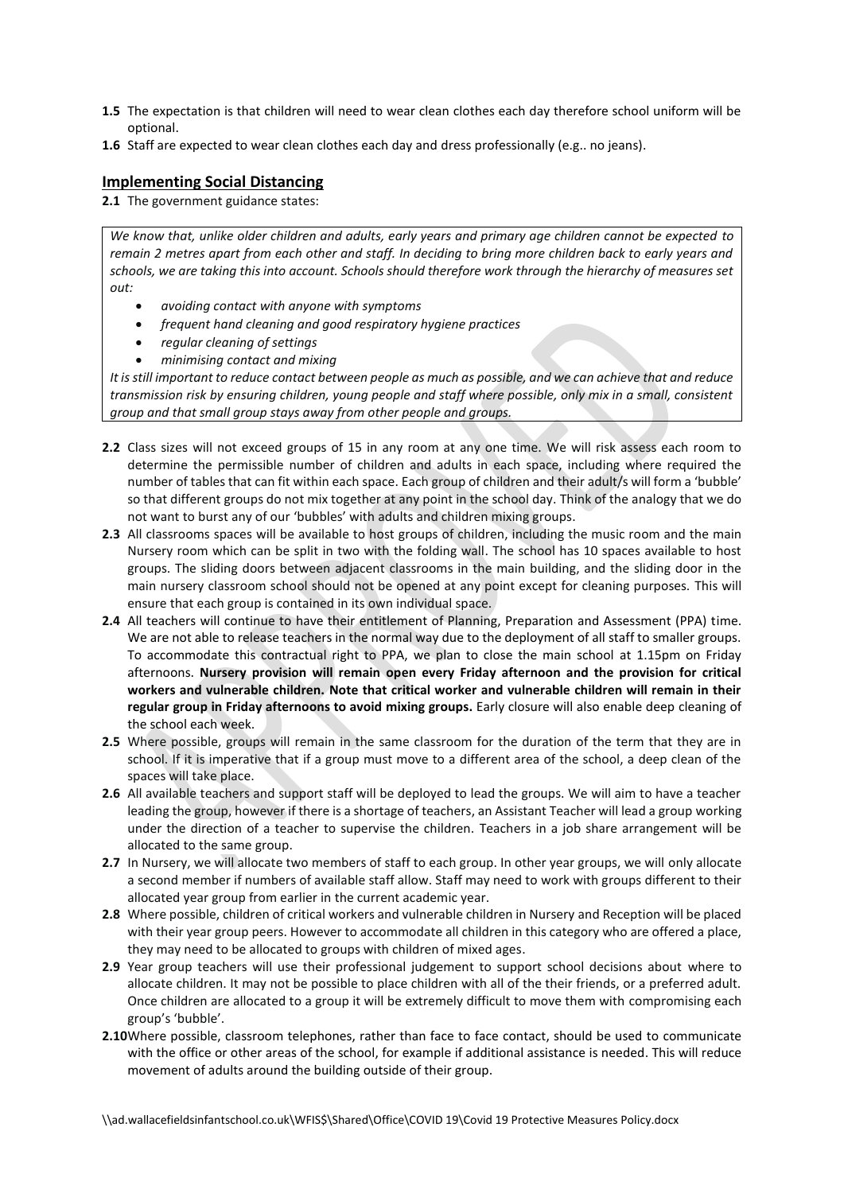**1.5** The expectation is that children will need to wear clean clothes each day therefore school uniform will be optional.

**1.6** Staff are expected to wear clean clothes each day and dress professionally (e.g.. no jeans).

## Implementing Social Distancing

**2.1** The government guidance states:

> *We know that, unlike older children and adults, early years and primary age children cannot be expected to remain 2 metres apart from each other and staff. In deciding to bring more children back to early years and schools, we are taking this into account. Schools should therefore work through the hierarchy of measures set out:*
>
> - *avoiding contact with anyone with symptoms*
> - *frequent hand cleaning and good respiratory hygiene practices*
> - *regular cleaning of settings*
> - *minimising contact and mixing*
>
> *It is still important to reduce contact between people as much as possible, and we can achieve that and reduce transmission risk by ensuring children, young people and staff where possible, only mix in a small, consistent group and that small group stays away from other people and groups.*

**2.2** Class sizes will not exceed groups of 15 in any room at any one time. We will risk assess each room to determine the permissible number of children and adults in each space, including where required the number of tables that can fit within each space. Each group of children and their adult/s will form a 'bubble' so that different groups do not mix together at any point in the school day. Think of the analogy that we do not want to burst any of our 'bubbles' with adults and children mixing groups.

**2.3** All classrooms spaces will be available to host groups of children, including the music room and the main Nursery room which can be split in two with the folding wall. The school has 10 spaces available to host groups. The sliding doors between adjacent classrooms in the main building, and the sliding door in the main nursery classroom school should not be opened at any point except for cleaning purposes. This will ensure that each group is contained in its own individual space.

**2.4** All teachers will continue to have their entitlement of Planning, Preparation and Assessment (PPA) time. We are not able to release teachers in the normal way due to the deployment of all staff to smaller groups. To accommodate this contractual right to PPA, we plan to close the main school at 1.15pm on Friday afternoons. **Nursery provision will remain open every Friday afternoon and the provision for critical workers and vulnerable children. Note that critical worker and vulnerable children will remain in their regular group in Friday afternoons to avoid mixing groups.** Early closure will also enable deep cleaning of the school each week.

**2.5** Where possible, groups will remain in the same classroom for the duration of the term that they are in school. If it is imperative that if a group must move to a different area of the school, a deep clean of the spaces will take place.

**2.6** All available teachers and support staff will be deployed to lead the groups. We will aim to have a teacher leading the group, however if there is a shortage of teachers, an Assistant Teacher will lead a group working under the direction of a teacher to supervise the children. Teachers in a job share arrangement will be allocated to the same group.

**2.7** In Nursery, we will allocate two members of staff to each group. In other year groups, we will only allocate a second member if numbers of available staff allow. Staff may need to work with groups different to their allocated year group from earlier in the current academic year.

**2.8** Where possible, children of critical workers and vulnerable children in Nursery and Reception will be placed with their year group peers. However to accommodate all children in this category who are offered a place, they may need to be allocated to groups with children of mixed ages.

**2.9** Year group teachers will use their professional judgement to support school decisions about where to allocate children. It may not be possible to place children with all of the their friends, or a preferred adult. Once children are allocated to a group it will be extremely difficult to move them with compromising each group's 'bubble'.

**2.10** Where possible, classroom telephones, rather than face to face contact, should be used to communicate with the office or other areas of the school, for example if additional assistance is needed. This will reduce movement of adults around the building outside of their group.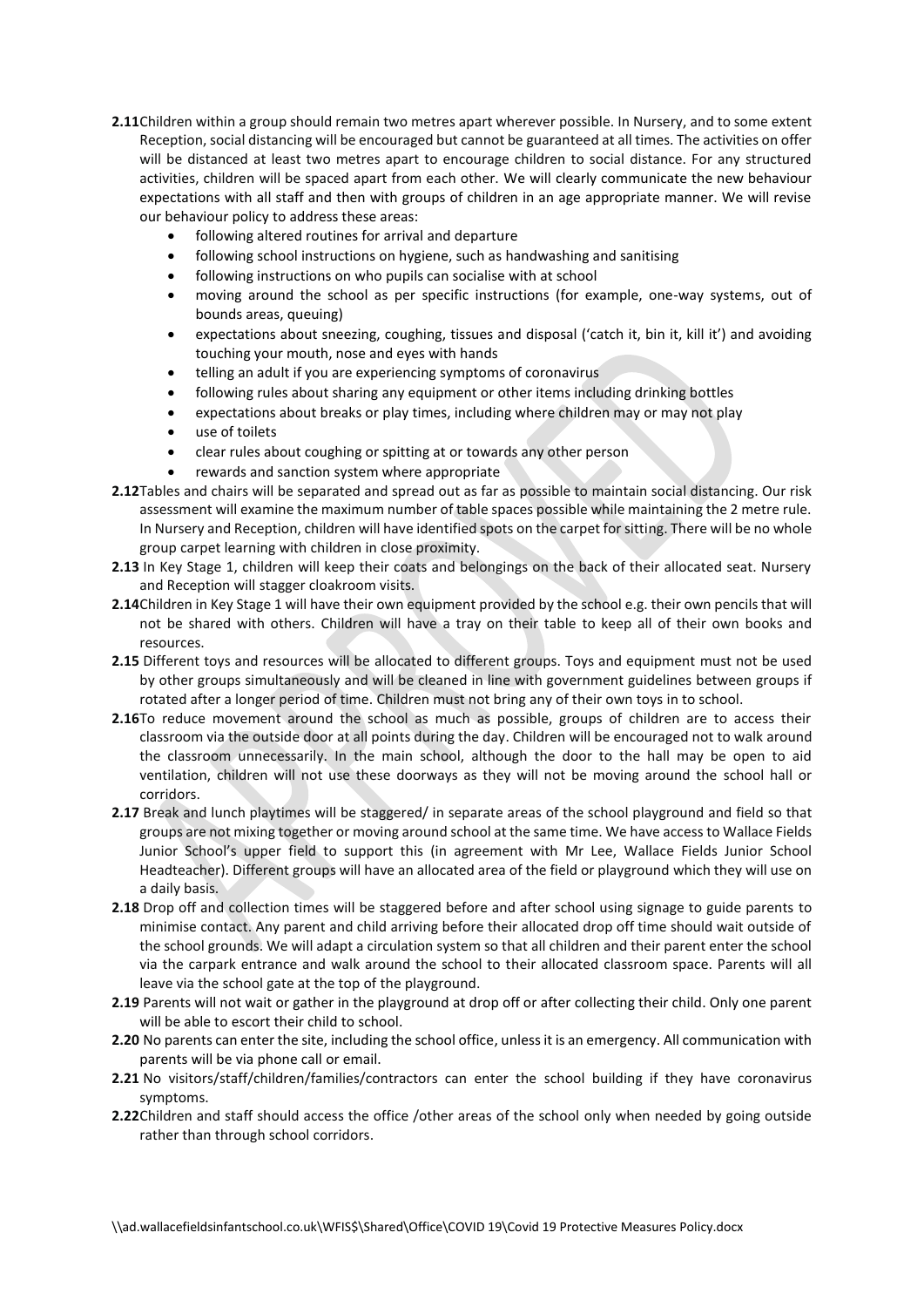**2.11** Children within a group should remain two metres apart wherever possible. In Nursery, and to some extent Reception, social distancing will be encouraged but cannot be guaranteed at all times. The activities on offer will be distanced at least two metres apart to encourage children to social distance. For any structured activities, children will be spaced apart from each other. We will clearly communicate the new behaviour expectations with all staff and then with groups of children in an age appropriate manner. We will revise our behaviour policy to address these areas:

- following altered routines for arrival and departure
- following school instructions on hygiene, such as handwashing and sanitising
- following instructions on who pupils can socialise with at school
- moving around the school as per specific instructions (for example, one-way systems, out of bounds areas, queuing)
- expectations about sneezing, coughing, tissues and disposal ('catch it, bin it, kill it') and avoiding touching your mouth, nose and eyes with hands
- telling an adult if you are experiencing symptoms of coronavirus
- following rules about sharing any equipment or other items including drinking bottles
- expectations about breaks or play times, including where children may or may not play
- use of toilets
- clear rules about coughing or spitting at or towards any other person
- rewards and sanction system where appropriate

**2.12** Tables and chairs will be separated and spread out as far as possible to maintain social distancing. Our risk assessment will examine the maximum number of table spaces possible while maintaining the 2 metre rule. In Nursery and Reception, children will have identified spots on the carpet for sitting. There will be no whole group carpet learning with children in close proximity.

**2.13** In Key Stage 1, children will keep their coats and belongings on the back of their allocated seat. Nursery and Reception will stagger cloakroom visits.

**2.14** Children in Key Stage 1 will have their own equipment provided by the school e.g. their own pencils that will not be shared with others. Children will have a tray on their table to keep all of their own books and resources.

**2.15** Different toys and resources will be allocated to different groups. Toys and equipment must not be used by other groups simultaneously and will be cleaned in line with government guidelines between groups if rotated after a longer period of time. Children must not bring any of their own toys in to school.

**2.16** To reduce movement around the school as much as possible, groups of children are to access their classroom via the outside door at all points during the day. Children will be encouraged not to walk around the classroom unnecessarily. In the main school, although the door to the hall may be open to aid ventilation, children will not use these doorways as they will not be moving around the school hall or corridors.

**2.17** Break and lunch playtimes will be staggered/ in separate areas of the school playground and field so that groups are not mixing together or moving around school at the same time. We have access to Wallace Fields Junior School's upper field to support this (in agreement with Mr Lee, Wallace Fields Junior School Headteacher). Different groups will have an allocated area of the field or playground which they will use on a daily basis.

**2.18** Drop off and collection times will be staggered before and after school using signage to guide parents to minimise contact. Any parent and child arriving before their allocated drop off time should wait outside of the school grounds. We will adapt a circulation system so that all children and their parent enter the school via the carpark entrance and walk around the school to their allocated classroom space. Parents will all leave via the school gate at the top of the playground.

**2.19** Parents will not wait or gather in the playground at drop off or after collecting their child. Only one parent will be able to escort their child to school.

**2.20** No parents can enter the site, including the school office, unless it is an emergency. All communication with parents will be via phone call or email.

**2.21** No visitors/staff/children/families/contractors can enter the school building if they have coronavirus symptoms.

**2.22** Children and staff should access the office /other areas of the school only when needed by going outside rather than through school corridors.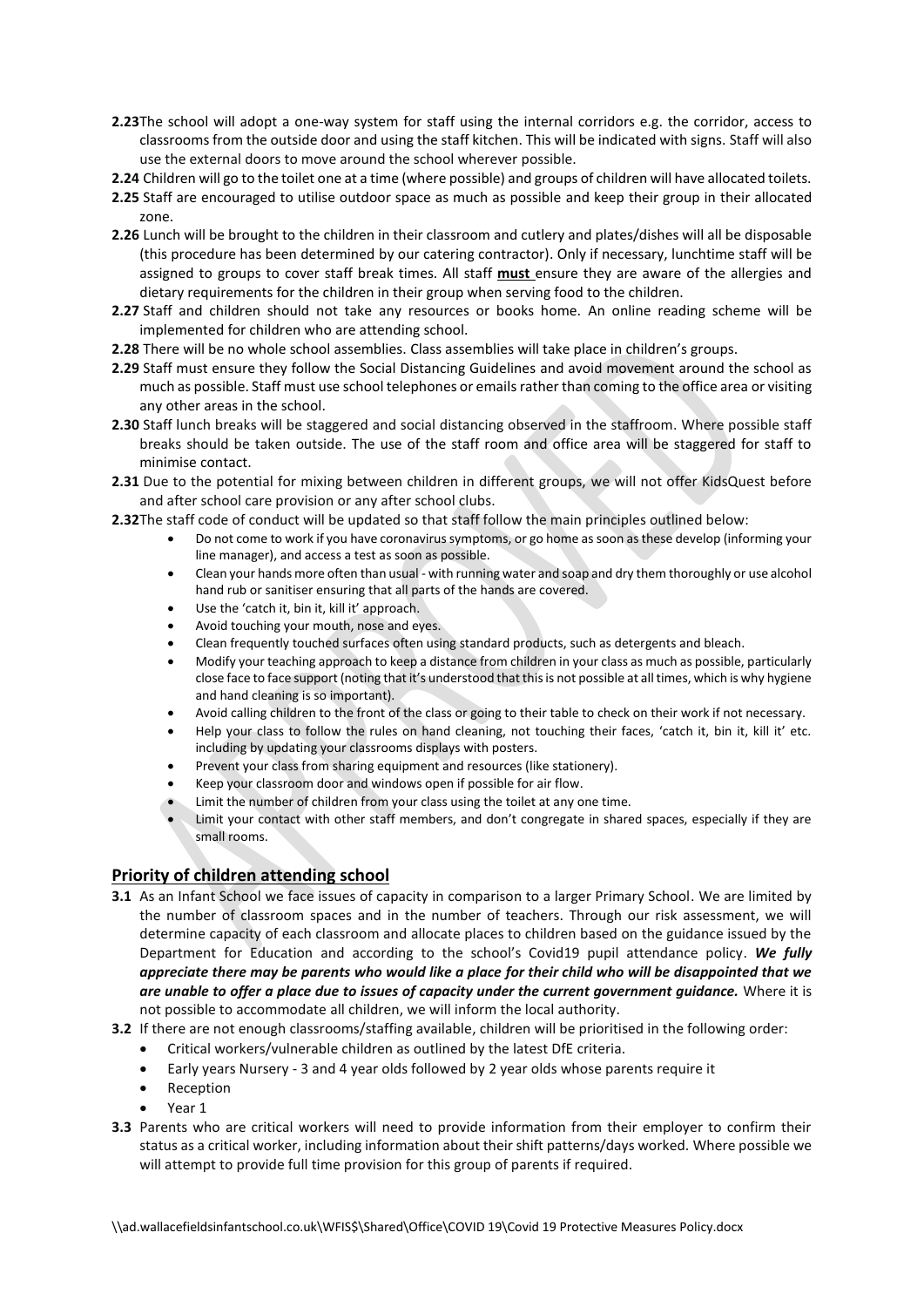**2.23** The school will adopt a one-way system for staff using the internal corridors e.g. the corridor, access to classrooms from the outside door and using the staff kitchen. This will be indicated with signs. Staff will also use the external doors to move around the school wherever possible.

**2.24** Children will go to the toilet one at a time (where possible) and groups of children will have allocated toilets.

**2.25** Staff are encouraged to utilise outdoor space as much as possible and keep their group in their allocated zone.

**2.26** Lunch will be brought to the children in their classroom and cutlery and plates/dishes will all be disposable (this procedure has been determined by our catering contractor). Only if necessary, lunchtime staff will be assigned to groups to cover staff break times. All staff **must** ensure they are aware of the allergies and dietary requirements for the children in their group when serving food to the children.

**2.27** Staff and children should not take any resources or books home. An online reading scheme will be implemented for children who are attending school.

**2.28** There will be no whole school assemblies. Class assemblies will take place in children's groups.

**2.29** Staff must ensure they follow the Social Distancing Guidelines and avoid movement around the school as much as possible. Staff must use school telephones or emails rather than coming to the office area or visiting any other areas in the school.

**2.30** Staff lunch breaks will be staggered and social distancing observed in the staffroom. Where possible staff breaks should be taken outside. The use of the staff room and office area will be staggered for staff to minimise contact.

**2.31** Due to the potential for mixing between children in different groups, we will not offer KidsQuest before and after school care provision or any after school clubs.

**2.32** The staff code of conduct will be updated so that staff follow the main principles outlined below:

- Do not come to work if you have coronavirus symptoms, or go home as soon as these develop (informing your line manager), and access a test as soon as possible.
- Clean your hands more often than usual - with running water and soap and dry them thoroughly or use alcohol hand rub or sanitiser ensuring that all parts of the hands are covered.
- Use the 'catch it, bin it, kill it' approach.
- Avoid touching your mouth, nose and eyes.
- Clean frequently touched surfaces often using standard products, such as detergents and bleach.
- Modify your teaching approach to keep a distance from children in your class as much as possible, particularly close face to face support (noting that it's understood that this is not possible at all times, which is why hygiene and hand cleaning is so important).
- Avoid calling children to the front of the class or going to their table to check on their work if not necessary.
- Help your class to follow the rules on hand cleaning, not touching their faces, 'catch it, bin it, kill it' etc. including by updating your classrooms displays with posters.
- Prevent your class from sharing equipment and resources (like stationery).
- Keep your classroom door and windows open if possible for air flow.
- Limit the number of children from your class using the toilet at any one time.
- Limit your contact with other staff members, and don't congregate in shared spaces, especially if they are small rooms.

## Priority of children attending school

**3.1** As an Infant School we face issues of capacity in comparison to a larger Primary School. We are limited by the number of classroom spaces and in the number of teachers. Through our risk assessment, we will determine capacity of each classroom and allocate places to children based on the guidance issued by the Department for Education and according to the school's Covid19 pupil attendance policy. ***We fully appreciate there may be parents who would like a place for their child who will be disappointed that we are unable to offer a place due to issues of capacity under the current government guidance.*** Where it is not possible to accommodate all children, we will inform the local authority.

**3.2** If there are not enough classrooms/staffing available, children will be prioritised in the following order:

- Critical workers/vulnerable children as outlined by the latest DfE criteria.
- Early years Nursery - 3 and 4 year olds followed by 2 year olds whose parents require it
- Reception
- Year 1

**3.3** Parents who are critical workers will need to provide information from their employer to confirm their status as a critical worker, including information about their shift patterns/days worked. Where possible we will attempt to provide full time provision for this group of parents if required.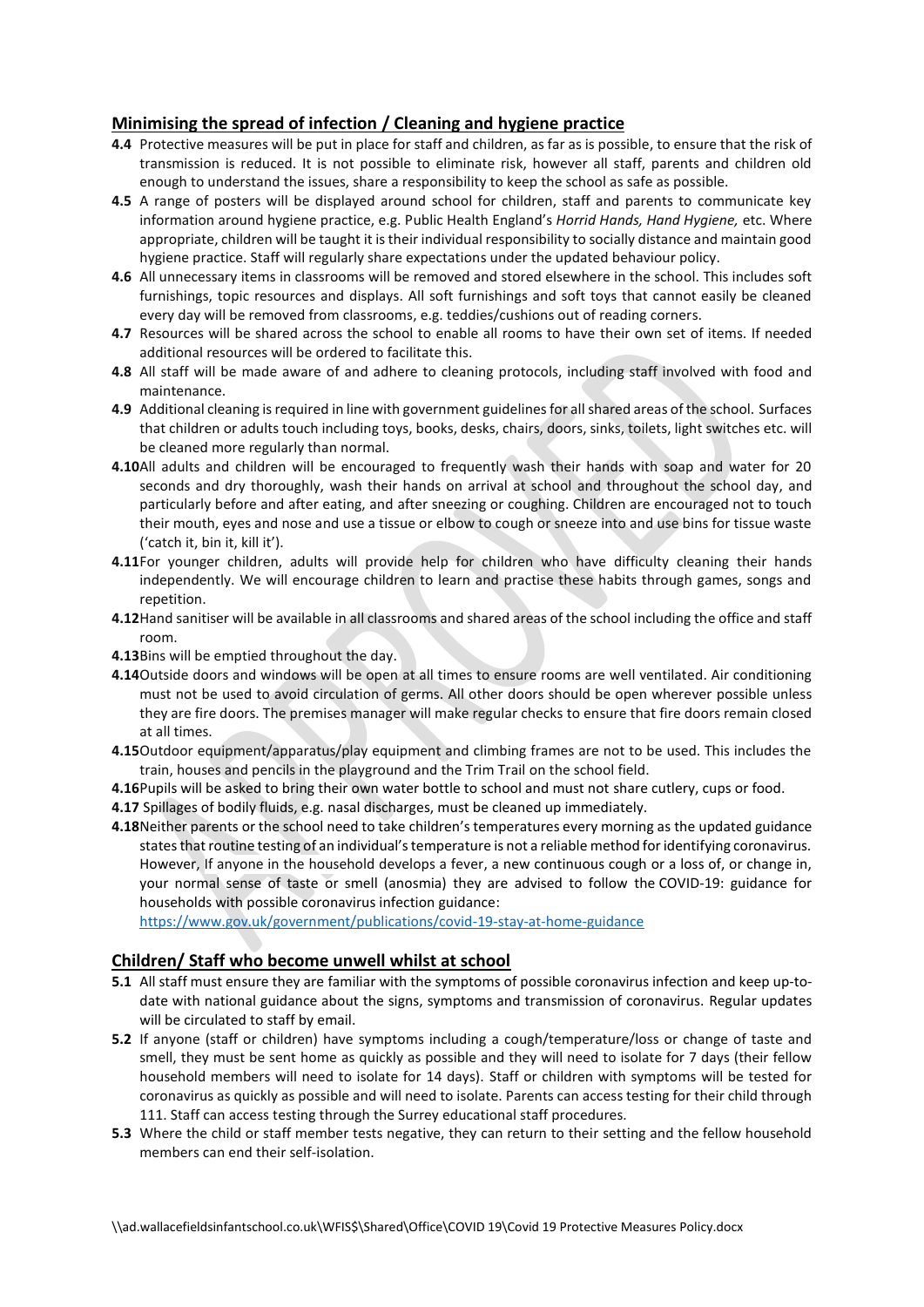## Minimising the spread of infection / Cleaning and hygiene practice

**4.4** Protective measures will be put in place for staff and children, as far as is possible, to ensure that the risk of transmission is reduced. It is not possible to eliminate risk, however all staff, parents and children old enough to understand the issues, share a responsibility to keep the school as safe as possible.

**4.5** A range of posters will be displayed around school for children, staff and parents to communicate key information around hygiene practice, e.g. Public Health England's *Horrid Hands, Hand Hygiene,* etc. Where appropriate, children will be taught it is their individual responsibility to socially distance and maintain good hygiene practice. Staff will regularly share expectations under the updated behaviour policy.

**4.6** All unnecessary items in classrooms will be removed and stored elsewhere in the school. This includes soft furnishings, topic resources and displays. All soft furnishings and soft toys that cannot easily be cleaned every day will be removed from classrooms, e.g. teddies/cushions out of reading corners.

**4.7** Resources will be shared across the school to enable all rooms to have their own set of items. If needed additional resources will be ordered to facilitate this.

**4.8** All staff will be made aware of and adhere to cleaning protocols, including staff involved with food and maintenance.

**4.9** Additional cleaning is required in line with government guidelines for all shared areas of the school. Surfaces that children or adults touch including toys, books, desks, chairs, doors, sinks, toilets, light switches etc. will be cleaned more regularly than normal.

**4.10** All adults and children will be encouraged to frequently wash their hands with soap and water for 20 seconds and dry thoroughly, wash their hands on arrival at school and throughout the school day, and particularly before and after eating, and after sneezing or coughing. Children are encouraged not to touch their mouth, eyes and nose and use a tissue or elbow to cough or sneeze into and use bins for tissue waste ('catch it, bin it, kill it').

**4.11** For younger children, adults will provide help for children who have difficulty cleaning their hands independently. We will encourage children to learn and practise these habits through games, songs and repetition.

**4.12** Hand sanitiser will be available in all classrooms and shared areas of the school including the office and staff room.

**4.13** Bins will be emptied throughout the day.

**4.14** Outside doors and windows will be open at all times to ensure rooms are well ventilated. Air conditioning must not be used to avoid circulation of germs. All other doors should be open wherever possible unless they are fire doors. The premises manager will make regular checks to ensure that fire doors remain closed at all times.

**4.15** Outdoor equipment/apparatus/play equipment and climbing frames are not to be used. This includes the train, houses and pencils in the playground and the Trim Trail on the school field.

**4.16** Pupils will be asked to bring their own water bottle to school and must not share cutlery, cups or food.

**4.17** Spillages of bodily fluids, e.g. nasal discharges, must be cleaned up immediately.

**4.18** Neither parents or the school need to take children's temperatures every morning as the updated guidance states that routine testing of an individual's temperature is not a reliable method for identifying coronavirus. However, If anyone in the household develops a fever, a new continuous cough or a loss of, or change in, your normal sense of taste or smell (anosmia) they are advised to follow the COVID-19: guidance for households with possible coronavirus infection guidance: https://www.gov.uk/government/publications/covid-19-stay-at-home-guidance

## Children/ Staff who become unwell whilst at school

**5.1** All staff must ensure they are familiar with the symptoms of possible coronavirus infection and keep up-to-date with national guidance about the signs, symptoms and transmission of coronavirus. Regular updates will be circulated to staff by email.

**5.2** If anyone (staff or children) have symptoms including a cough/temperature/loss or change of taste and smell, they must be sent home as quickly as possible and they will need to isolate for 7 days (their fellow household members will need to isolate for 14 days). Staff or children with symptoms will be tested for coronavirus as quickly as possible and will need to isolate. Parents can access testing for their child through 111. Staff can access testing through the Surrey educational staff procedures.

**5.3** Where the child or staff member tests negative, they can return to their setting and the fellow household members can end their self-isolation.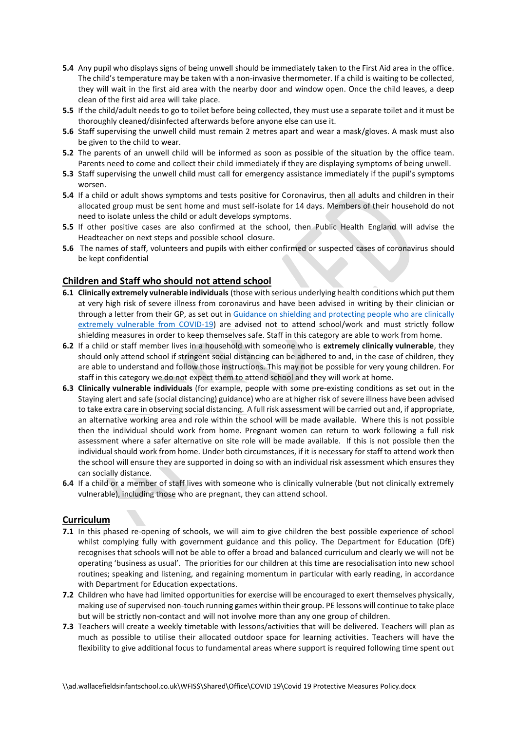**5.4** Any pupil who displays signs of being unwell should be immediately taken to the First Aid area in the office. The child's temperature may be taken with a non-invasive thermometer. If a child is waiting to be collected, they will wait in the first aid area with the nearby door and window open. Once the child leaves, a deep clean of the first aid area will take place.

**5.5** If the child/adult needs to go to toilet before being collected, they must use a separate toilet and it must be thoroughly cleaned/disinfected afterwards before anyone else can use it.

**5.6** Staff supervising the unwell child must remain 2 metres apart and wear a mask/gloves. A mask must also be given to the child to wear.

**5.2** The parents of an unwell child will be informed as soon as possible of the situation by the office team. Parents need to come and collect their child immediately if they are displaying symptoms of being unwell.

**5.3** Staff supervising the unwell child must call for emergency assistance immediately if the pupil's symptoms worsen.

**5.4** If a child or adult shows symptoms and tests positive for Coronavirus, then all adults and children in their allocated group must be sent home and must self-isolate for 14 days. Members of their household do not need to isolate unless the child or adult develops symptoms.

**5.5** If other positive cases are also confirmed at the school, then Public Health England will advise the Headteacher on next steps and possible school closure.

**5.6** The names of staff, volunteers and pupils with either confirmed or suspected cases of coronavirus should be kept confidential

## Children and Staff who should not attend school

**6.1** **Clinically extremely vulnerable individuals** (those with serious underlying health conditions which put them at very high risk of severe illness from coronavirus and have been advised in writing by their clinician or through a letter from their GP, as set out in [Guidance on shielding and protecting people who are clinically extremely vulnerable from COVID-19](Guidance on shielding and protecting people who are clinically extremely vulnerable from COVID-19)) are advised not to attend school/work and must strictly follow shielding measures in order to keep themselves safe. Staff in this category are able to work from home.

**6.2** If a child or staff member lives in a household with someone who is **extremely clinically vulnerable**, they should only attend school if stringent social distancing can be adhered to and, in the case of children, they are able to understand and follow those instructions. This may not be possible for very young children. For staff in this category we do not expect them to attend school and they will work at home.

**6.3** **Clinically vulnerable individuals** (for example, people with some pre-existing conditions as set out in the Staying alert and safe (social distancing) guidance) who are at higher risk of severe illness have been advised to take extra care in observing social distancing. A full risk assessment will be carried out and, if appropriate, an alternative working area and role within the school will be made available. Where this is not possible then the individual should work from home. Pregnant women can return to work following a full risk assessment where a safer alternative on site role will be made available. If this is not possible then the individual should work from home. Under both circumstances, if it is necessary for staff to attend work then the school will ensure they are supported in doing so with an individual risk assessment which ensures they can socially distance.

**6.4** If a child or a member of staff lives with someone who is clinically vulnerable (but not clinically extremely vulnerable), including those who are pregnant, they can attend school.

## Curriculum

**7.1** In this phased re-opening of schools, we will aim to give children the best possible experience of school whilst complying fully with government guidance and this policy. The Department for Education (DfE) recognises that schools will not be able to offer a broad and balanced curriculum and clearly we will not be operating 'business as usual'. The priorities for our children at this time are resocialisation into new school routines; speaking and listening, and regaining momentum in particular with early reading, in accordance with Department for Education expectations.

**7.2** Children who have had limited opportunities for exercise will be encouraged to exert themselves physically, making use of supervised non-touch running games within their group. PE lessons will continue to take place but will be strictly non-contact and will not involve more than any one group of children.

**7.3** Teachers will create a weekly timetable with lessons/activities that will be delivered. Teachers will plan as much as possible to utilise their allocated outdoor space for learning activities. Teachers will have the flexibility to give additional focus to fundamental areas where support is required following time spent out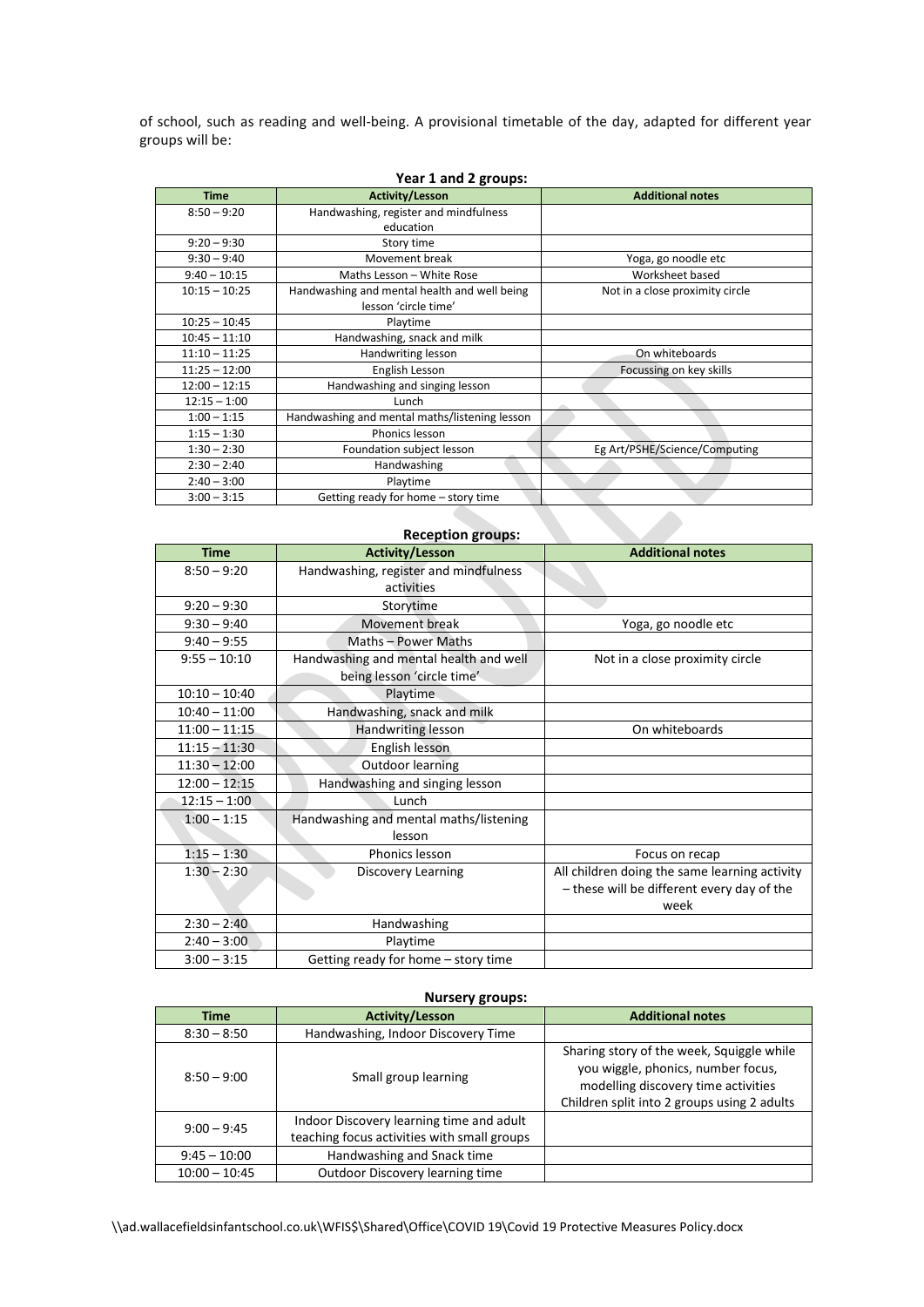of school, such as reading and well-being. A provisional timetable of the day, adapted for different year groups will be:

**Year 1 and 2 groups:**

| Time | Activity/Lesson | Additional notes |
|---|---|---|
| 8:50 – 9:20 | Handwashing, register and mindfulness education | |
| 9:20 – 9:30 | Story time | |
| 9:30 – 9:40 | Movement break | Yoga, go noodle etc |
| 9:40 – 10:15 | Maths Lesson – White Rose | Worksheet based |
| 10:15 – 10:25 | Handwashing and mental health and well being lesson 'circle time' | Not in a close proximity circle |
| 10:25 – 10:45 | Playtime | |
| 10:45 – 11:10 | Handwashing, snack and milk | |
| 11:10 – 11:25 | Handwriting lesson | On whiteboards |
| 11:25 – 12:00 | English Lesson | Focussing on key skills |
| 12:00 – 12:15 | Handwashing and singing lesson | |
| 12:15 – 1:00 | Lunch | |
| 1:00 – 1:15 | Handwashing and mental maths/listening lesson | |
| 1:15 – 1:30 | Phonics lesson | |
| 1:30 – 2:30 | Foundation subject lesson | Eg Art/PSHE/Science/Computing |
| 2:30 – 2:40 | Handwashing | |
| 2:40 – 3:00 | Playtime | |
| 3:00 – 3:15 | Getting ready for home – story time | |

**Reception groups:**

| Time | Activity/Lesson | Additional notes |
|---|---|---|
| 8:50 – 9:20 | Handwashing, register and mindfulness activities | |
| 9:20 – 9:30 | Storytime | |
| 9:30 – 9:40 | Movement break | Yoga, go noodle etc |
| 9:40 – 9:55 | Maths – Power Maths | |
| 9:55 – 10:10 | Handwashing and mental health and well being lesson 'circle time' | Not in a close proximity circle |
| 10:10 – 10:40 | Playtime | |
| 10:40 – 11:00 | Handwashing, snack and milk | |
| 11:00 – 11:15 | Handwriting lesson | On whiteboards |
| 11:15 – 11:30 | English lesson | |
| 11:30 – 12:00 | Outdoor learning | |
| 12:00 – 12:15 | Handwashing and singing lesson | |
| 12:15 – 1:00 | Lunch | |
| 1:00 – 1:15 | Handwashing and mental maths/listening lesson | |
| 1:15 – 1:30 | Phonics lesson | Focus on recap |
| 1:30 – 2:30 | Discovery Learning | All children doing the same learning activity – these will be different every day of the week |
| 2:30 – 2:40 | Handwashing | |
| 2:40 – 3:00 | Playtime | |
| 3:00 – 3:15 | Getting ready for home – story time | |

**Nursery groups:**

| Time | Activity/Lesson | Additional notes |
|---|---|---|
| 8:30 – 8:50 | Handwashing, Indoor Discovery Time | |
| 8:50 – 9:00 | Small group learning | Sharing story of the week, Squiggle while you wiggle, phonics, number focus, modelling discovery time activities Children split into 2 groups using 2 adults |
| 9:00 – 9:45 | Indoor Discovery learning time and adult teaching focus activities with small groups | |
| 9:45 – 10:00 | Handwashing and Snack time | |
| 10:00 – 10:45 | Outdoor Discovery learning time | |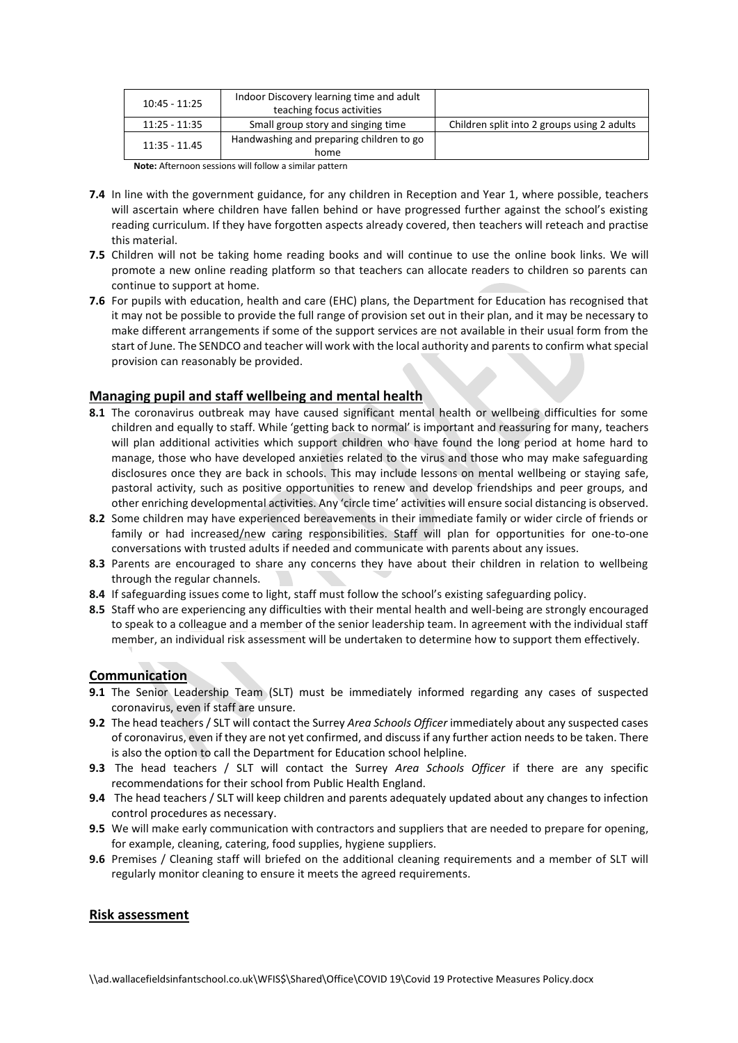| 10:45 - 11:25 | Indoor Discovery learning time and adult teaching focus activities | |
|---|---|---|
| 11:25 - 11:35 | Small group story and singing time | Children split into 2 groups using 2 adults |
| 11:35 - 11.45 | Handwashing and preparing children to go home | |

**Note:** Afternoon sessions will follow a similar pattern

**7.4** In line with the government guidance, for any children in Reception and Year 1, where possible, teachers will ascertain where children have fallen behind or have progressed further against the school's existing reading curriculum. If they have forgotten aspects already covered, then teachers will reteach and practise this material.

**7.5** Children will not be taking home reading books and will continue to use the online book links. We will promote a new online reading platform so that teachers can allocate readers to children so parents can continue to support at home.

**7.6** For pupils with education, health and care (EHC) plans, the Department for Education has recognised that it may not be possible to provide the full range of provision set out in their plan, and it may be necessary to make different arrangements if some of the support services are not available in their usual form from the start of June. The SENDCO and teacher will work with the local authority and parents to confirm what special provision can reasonably be provided.

## Managing pupil and staff wellbeing and mental health

**8.1** The coronavirus outbreak may have caused significant mental health or wellbeing difficulties for some children and equally to staff. While 'getting back to normal' is important and reassuring for many, teachers will plan additional activities which support children who have found the long period at home hard to manage, those who have developed anxieties related to the virus and those who may make safeguarding disclosures once they are back in schools. This may include lessons on mental wellbeing or staying safe, pastoral activity, such as positive opportunities to renew and develop friendships and peer groups, and other enriching developmental activities. Any 'circle time' activities will ensure social distancing is observed.

**8.2** Some children may have experienced bereavements in their immediate family or wider circle of friends or family or had increased/new caring responsibilities. Staff will plan for opportunities for one-to-one conversations with trusted adults if needed and communicate with parents about any issues.

**8.3** Parents are encouraged to share any concerns they have about their children in relation to wellbeing through the regular channels.

**8.4** If safeguarding issues come to light, staff must follow the school's existing safeguarding policy.

**8.5** Staff who are experiencing any difficulties with their mental health and well-being are strongly encouraged to speak to a colleague and a member of the senior leadership team. In agreement with the individual staff member, an individual risk assessment will be undertaken to determine how to support them effectively.

## Communication

**9.1** The Senior Leadership Team (SLT) must be immediately informed regarding any cases of suspected coronavirus, even if staff are unsure.

**9.2** The head teachers / SLT will contact the Surrey *Area Schools Officer* immediately about any suspected cases of coronavirus, even if they are not yet confirmed, and discuss if any further action needs to be taken. There is also the option to call the Department for Education school helpline.

**9.3** The head teachers / SLT will contact the Surrey *Area Schools Officer* if there are any specific recommendations for their school from Public Health England.

**9.4** The head teachers / SLT will keep children and parents adequately updated about any changes to infection control procedures as necessary.

**9.5** We will make early communication with contractors and suppliers that are needed to prepare for opening, for example, cleaning, catering, food supplies, hygiene suppliers.

**9.6** Premises / Cleaning staff will briefed on the additional cleaning requirements and a member of SLT will regularly monitor cleaning to ensure it meets the agreed requirements.

## Risk assessment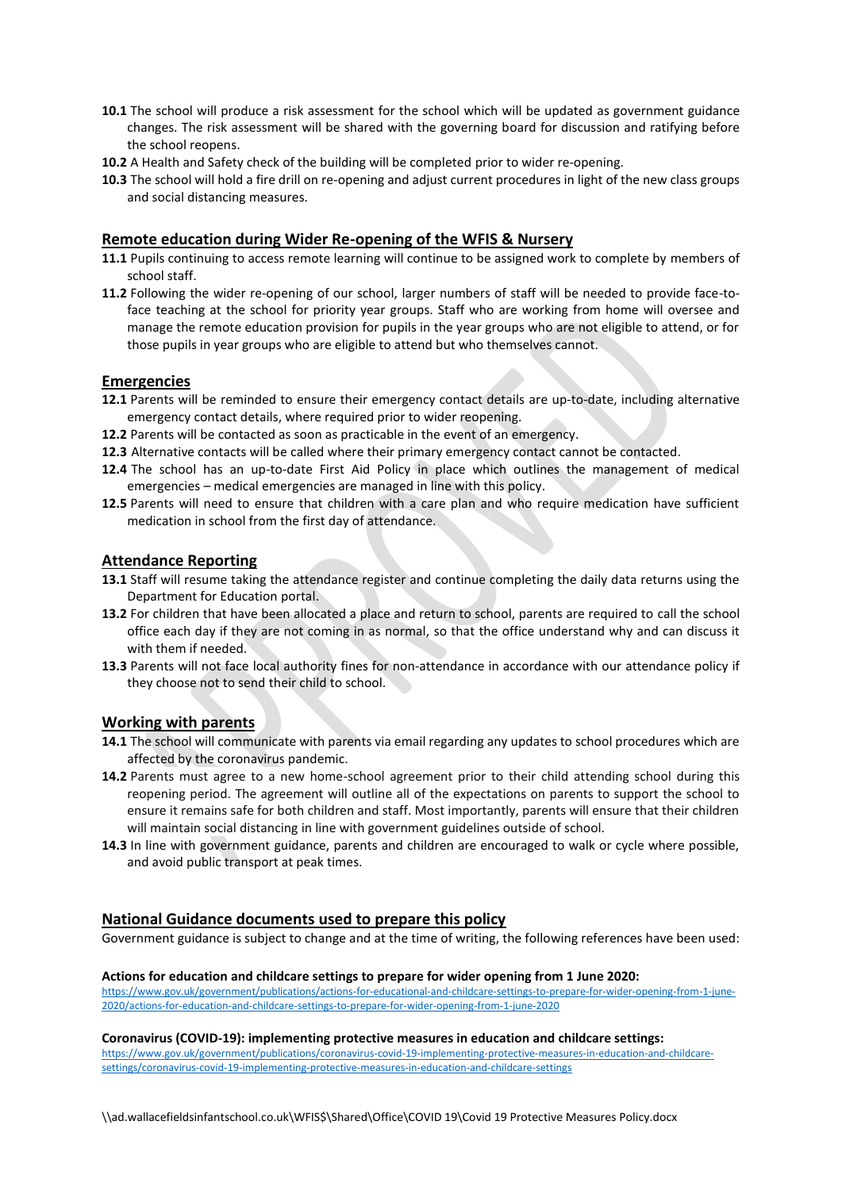**10.1** The school will produce a risk assessment for the school which will be updated as government guidance changes. The risk assessment will be shared with the governing board for discussion and ratifying before the school reopens.

**10.2** A Health and Safety check of the building will be completed prior to wider re-opening.

**10.3** The school will hold a fire drill on re-opening and adjust current procedures in light of the new class groups and social distancing measures.

## Remote education during Wider Re-opening of the WFIS & Nursery

**11.1** Pupils continuing to access remote learning will continue to be assigned work to complete by members of school staff.

**11.2** Following the wider re-opening of our school, larger numbers of staff will be needed to provide face-to-face teaching at the school for priority year groups. Staff who are working from home will oversee and manage the remote education provision for pupils in the year groups who are not eligible to attend, or for those pupils in year groups who are eligible to attend but who themselves cannot.

## Emergencies

**12.1** Parents will be reminded to ensure their emergency contact details are up-to-date, including alternative emergency contact details, where required prior to wider reopening.

**12.2** Parents will be contacted as soon as practicable in the event of an emergency.

**12.3** Alternative contacts will be called where their primary emergency contact cannot be contacted.

**12.4** The school has an up-to-date First Aid Policy in place which outlines the management of medical emergencies – medical emergencies are managed in line with this policy.

**12.5** Parents will need to ensure that children with a care plan and who require medication have sufficient medication in school from the first day of attendance.

## Attendance Reporting

**13.1** Staff will resume taking the attendance register and continue completing the daily data returns using the Department for Education portal.

**13.2** For children that have been allocated a place and return to school, parents are required to call the school office each day if they are not coming in as normal, so that the office understand why and can discuss it with them if needed.

**13.3** Parents will not face local authority fines for non-attendance in accordance with our attendance policy if they choose not to send their child to school.

## Working with parents

**14.1** The school will communicate with parents via email regarding any updates to school procedures which are affected by the coronavirus pandemic.

**14.2** Parents must agree to a new home-school agreement prior to their child attending school during this reopening period. The agreement will outline all of the expectations on parents to support the school to ensure it remains safe for both children and staff. Most importantly, parents will ensure that their children will maintain social distancing in line with government guidelines outside of school.

**14.3** In line with government guidance, parents and children are encouraged to walk or cycle where possible, and avoid public transport at peak times.

## National Guidance documents used to prepare this policy

Government guidance is subject to change and at the time of writing, the following references have been used:

**Actions for education and childcare settings to prepare for wider opening from 1 June 2020:**
https://www.gov.uk/government/publications/actions-for-educational-and-childcare-settings-to-prepare-for-wider-opening-from-1-june-2020/actions-for-education-and-childcare-settings-to-prepare-for-wider-opening-from-1-june-2020

**Coronavirus (COVID-19): implementing protective measures in education and childcare settings:**
https://www.gov.uk/government/publications/coronavirus-covid-19-implementing-protective-measures-in-education-and-childcare-settings/coronavirus-covid-19-implementing-protective-measures-in-education-and-childcare-settings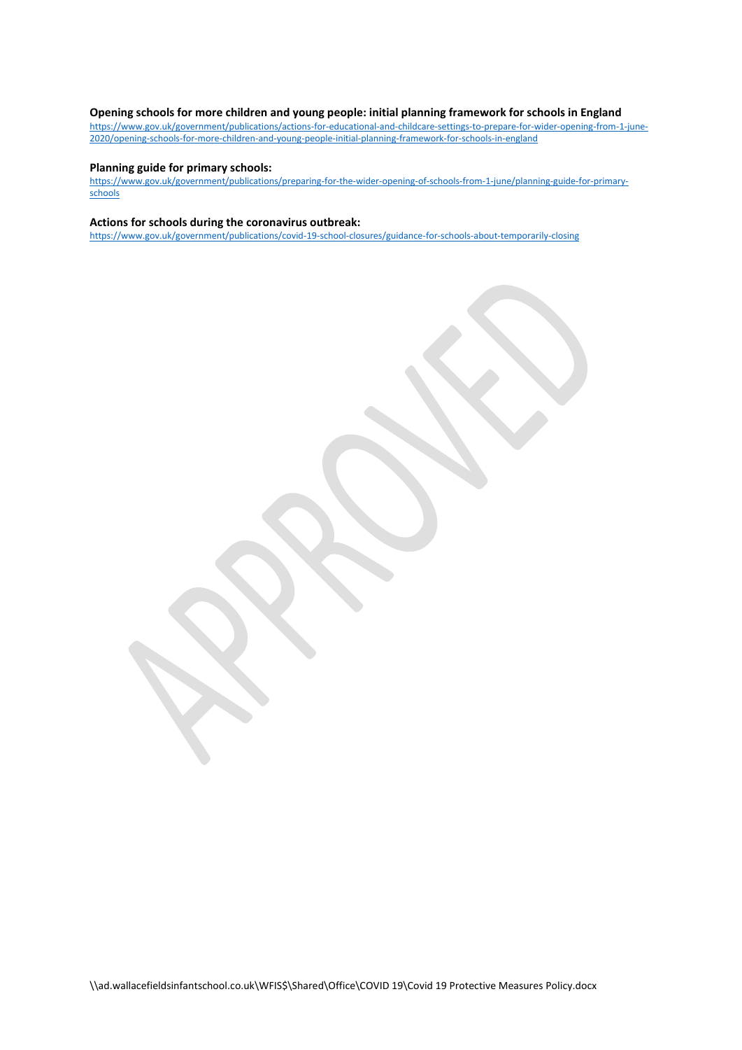**Opening schools for more children and young people: initial planning framework for schools in England**

https://www.gov.uk/government/publications/actions-for-educational-and-childcare-settings-to-prepare-for-wider-opening-from-1-june-2020/opening-schools-for-more-children-and-young-people-initial-planning-framework-for-schools-in-england

**Planning guide for primary schools:**

https://www.gov.uk/government/publications/preparing-for-the-wider-opening-of-schools-from-1-june/planning-guide-for-primary-schools

**Actions for schools during the coronavirus outbreak:**

https://www.gov.uk/government/publications/covid-19-school-closures/guidance-for-schools-about-temporarily-closing

APPROVED

\\ad.wallacefieldsinfantschool.co.uk\WFIS$\Shared\Office\COVID 19\Covid 19 Protective Measures Policy.docx